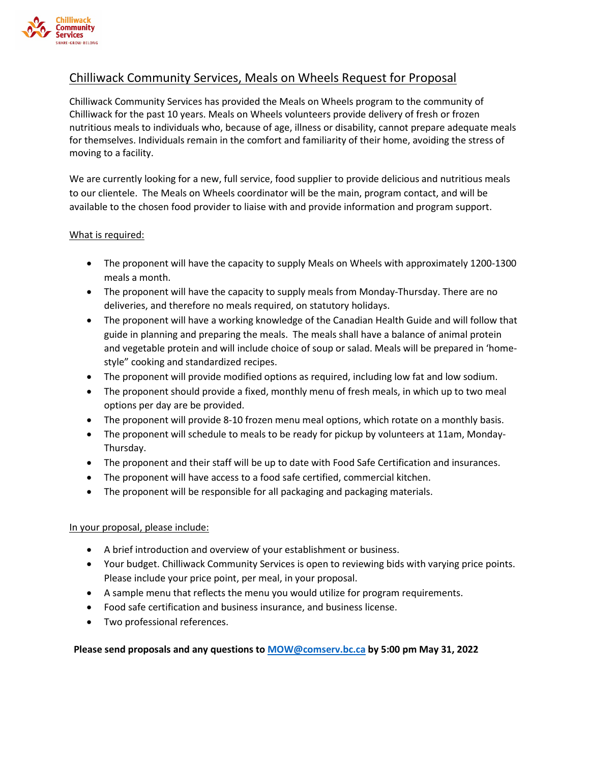# Chilliwack Community Services, Meals on Wheels Request for Proposal

Chilliwack Community Services has provided the Meals on Wheels program to the community of Chilliwack for the past 10 years. Meals on Wheels volunteers provide delivery of fresh or frozen nutritious meals to individuals who, because of age, illness or disability, cannot prepare adequate meals for themselves. Individuals remain in the comfort and familiarity of their home, avoiding the stress of moving to a facility.

We are currently looking for a new, full service, food supplier to provide delicious and nutritious meals to our clientele. The Meals on Wheels coordinator will be the main, program contact, and will be available to the chosen food provider to liaise with and provide information and program support.

## What is required:

- The proponent will have the capacity to supply Meals on Wheels with approximately 1200-1300 meals a month.
- The proponent will have the capacity to supply meals from Monday-Thursday. There are no deliveries, and therefore no meals required, on statutory holidays.
- The proponent will have a working knowledge of the Canadian Health Guide and will follow that guide in planning and preparing the meals. The meals shall have a balance of animal protein and vegetable protein and will include choice of soup or salad. Meals will be prepared in 'home-style" cooking and standardized recipes.
- The proponent will provide modified options as required, including low fat and low sodium.
- The proponent should provide a fixed, monthly menu of fresh meals, in which up to two meal options per day are be provided.
- The proponent will provide 8-10 frozen menu meal options, which rotate on a monthly basis.
- The proponent will schedule to meals to be ready for pickup by volunteers at 11am, Monday-Thursday.
- The proponent and their staff will be up to date with Food Safe Certification and insurances.
- The proponent will have access to a food safe certified, commercial kitchen.
- The proponent will be responsible for all packaging and packaging materials.

## In your proposal, please include:

- A brief introduction and overview of your establishment or business.
- Your budget. Chilliwack Community Services is open to reviewing bids with varying price points. Please include your price point, per meal, in your proposal.
- A sample menu that reflects the menu you would utilize for program requirements.
- Food safe certification and business insurance, and business license.
- Two professional references.

**Please send proposals and any questions to [MOW@comserv.bc.ca](mailto:MOW@comserv.bc.ca) by 5:00 pm May 31, 2022**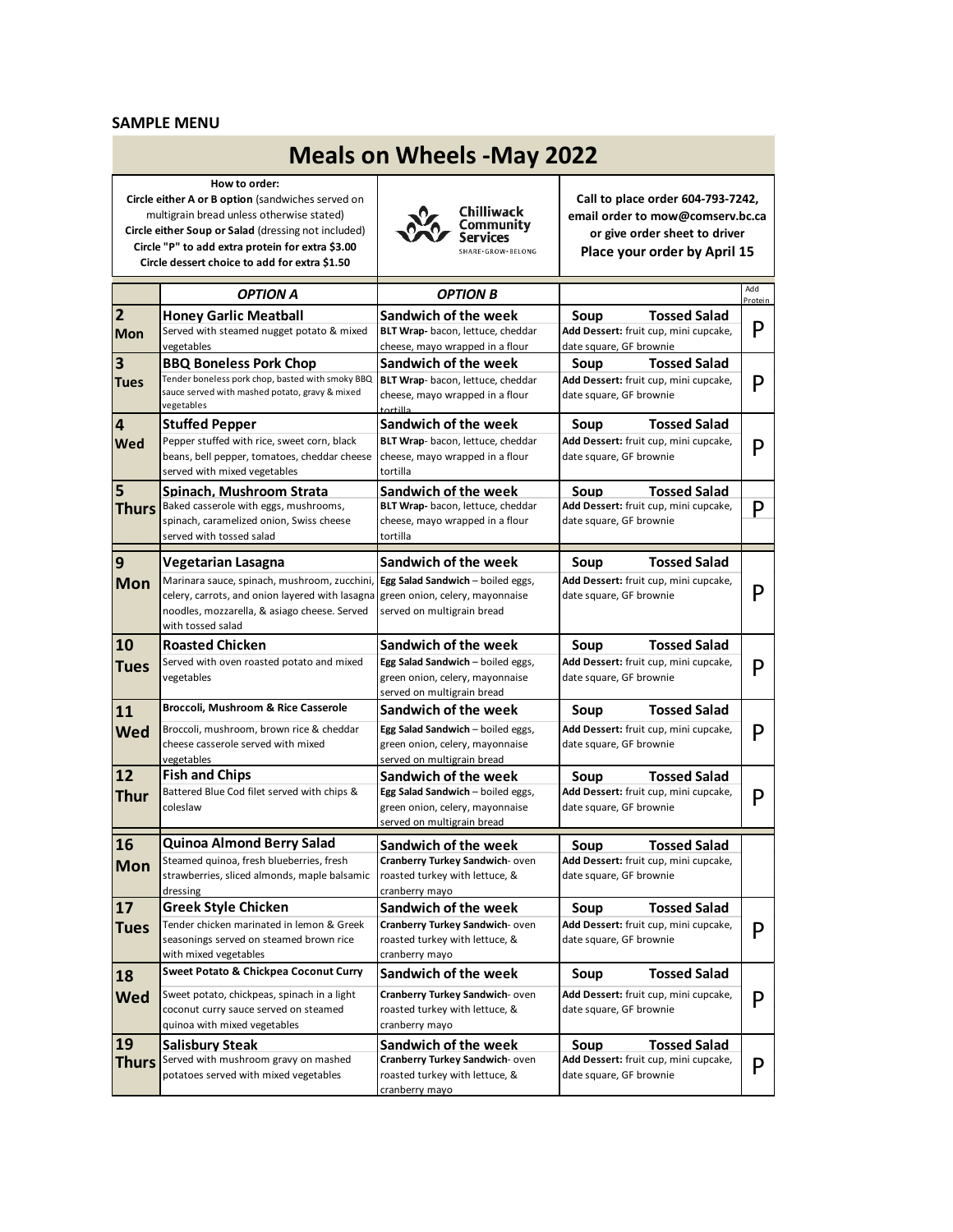**SAMPLE MENU**

# Meals on Wheels -May 2022

**How to order:**
**Circle either A or B option** (sandwiches served on multigrain bread unless otherwise stated)
**Circle either Soup or Salad** (dressing not included)
**Circle "P" to add extra protein for extra $3.00**
**Circle dessert choice to add for extra $1.50**

Chilliwack Community Services
SHARE • GROW • BELONG

**Call to place order 604-793-7242, email order to mow@comserv.bc.ca or give order sheet to driver**
**Place your order by April 15**

| | ***OPTION A*** | ***OPTION B*** | | Add Protein |
|---|---|---|---|---|
| **2 Mon** | **Honey Garlic Meatball** Served with steamed nugget potato & mixed vegetables | **Sandwich of the week** **BLT Wrap**- bacon, lettuce, cheddar cheese, mayo wrapped in a flour | **Soup** **Tossed Salad** **Add Dessert:** fruit cup, mini cupcake, date square, GF brownie | P |
| **3 Tues** | **BBQ Boneless Pork Chop** Tender boneless pork chop, basted with smoky BBQ sauce served with mashed potato, gravy & mixed vegetables | **Sandwich of the week** **BLT Wrap**- bacon, lettuce, cheddar cheese, mayo wrapped in a flour tortilla | **Soup** **Tossed Salad** **Add Dessert:** fruit cup, mini cupcake, date square, GF brownie | P |
| **4 Wed** | **Stuffed Pepper** Pepper stuffed with rice, sweet corn, black beans, bell pepper, tomatoes, cheddar cheese served with mixed vegetables | **Sandwich of the week** **BLT Wrap**- bacon, lettuce, cheddar cheese, mayo wrapped in a flour tortilla | **Soup** **Tossed Salad** **Add Dessert:** fruit cup, mini cupcake, date square, GF brownie | P |
| **5 Thurs** | **Spinach, Mushroom Strata** Baked casserole with eggs, mushrooms, spinach, caramelized onion, Swiss cheese served with tossed salad | **Sandwich of the week** **BLT Wrap**- bacon, lettuce, cheddar cheese, mayo wrapped in a flour tortilla | **Soup** **Tossed Salad** **Add Dessert:** fruit cup, mini cupcake, date square, GF brownie | P |
| **9 Mon** | **Vegetarian Lasagna** Marinara sauce, spinach, mushroom, zucchini, celery, carrots, and onion layered with lasagna noodles, mozzarella, & asiago cheese. Served with tossed salad | **Sandwich of the week** **Egg Salad Sandwich** – boiled eggs, green onion, celery, mayonnaise served on multigrain bread | **Soup** **Tossed Salad** **Add Dessert:** fruit cup, mini cupcake, date square, GF brownie | P |
| **10 Tues** | **Roasted Chicken** Served with oven roasted potato and mixed vegetables | **Sandwich of the week** **Egg Salad Sandwich** – boiled eggs, green onion, celery, mayonnaise served on multigrain bread | **Soup** **Tossed Salad** **Add Dessert:** fruit cup, mini cupcake, date square, GF brownie | P |
| **11 Wed** | **Broccoli, Mushroom & Rice Casserole** Broccoli, mushroom, brown rice & cheddar cheese casserole served with mixed vegetables | **Sandwich of the week** **Egg Salad Sandwich** – boiled eggs, green onion, celery, mayonnaise served on multigrain bread | **Soup** **Tossed Salad** **Add Dessert:** fruit cup, mini cupcake, date square, GF brownie | P |
| **12 Thur** | **Fish and Chips** Battered Blue Cod filet served with chips & coleslaw | **Sandwich of the week** **Egg Salad Sandwich** – boiled eggs, green onion, celery, mayonnaise served on multigrain bread | **Soup** **Tossed Salad** **Add Dessert:** fruit cup, mini cupcake, date square, GF brownie | P |
| **16 Mon** | **Quinoa Almond Berry Salad** Steamed quinoa, fresh blueberries, fresh strawberries, sliced almonds, maple balsamic dressing | **Sandwich of the week** **Cranberry Turkey Sandwich**- oven roasted turkey with lettuce, & cranberry mayo | **Soup** **Tossed Salad** **Add Dessert:** fruit cup, mini cupcake, date square, GF brownie | |
| **17 Tues** | **Greek Style Chicken** Tender chicken marinated in lemon & Greek seasonings served on steamed brown rice with mixed vegetables | **Sandwich of the week** **Cranberry Turkey Sandwich**- oven roasted turkey with lettuce, & cranberry mayo | **Soup** **Tossed Salad** **Add Dessert:** fruit cup, mini cupcake, date square, GF brownie | P |
| **18 Wed** | **Sweet Potato & Chickpea Coconut Curry** Sweet potato, chickpeas, spinach in a light coconut curry sauce served on steamed quinoa with mixed vegetables | **Sandwich of the week** **Cranberry Turkey Sandwich**- oven roasted turkey with lettuce, & cranberry mayo | **Soup** **Tossed Salad** **Add Dessert:** fruit cup, mini cupcake, date square, GF brownie | P |
| **19 Thurs** | **Salisbury Steak** Served with mushroom gravy on mashed potatoes served with mixed vegetables | **Sandwich of the week** **Cranberry Turkey Sandwich**- oven roasted turkey with lettuce, & cranberry mayo | **Soup** **Tossed Salad** **Add Dessert:** fruit cup, mini cupcake, date square, GF brownie | P |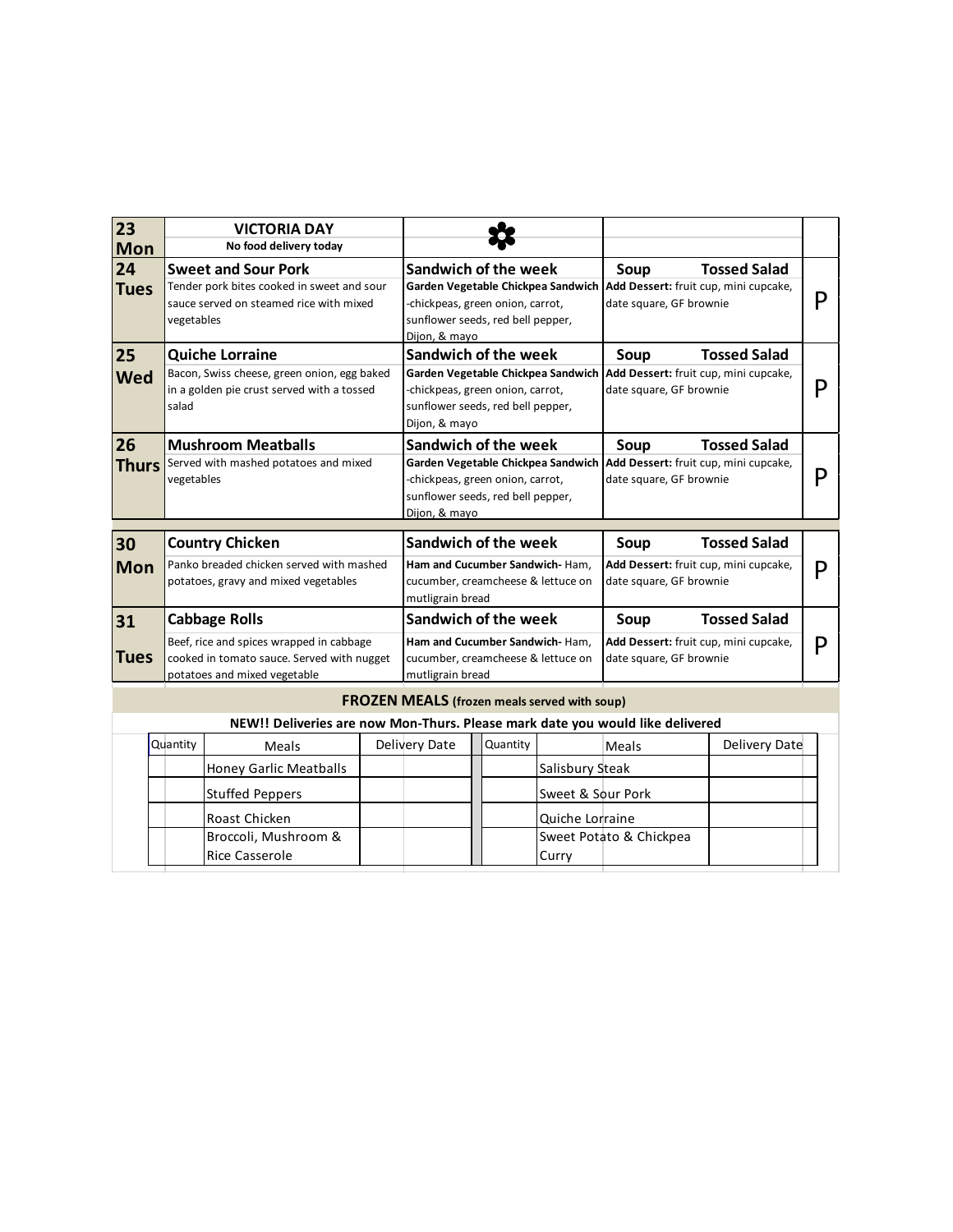| | | | | |
|---|---|---|---|---|
| **23 Mon** | **VICTORIA DAY** No food delivery today | ✿ | | |
| **24 Tues** | **Sweet and Sour Pork** Tender pork bites cooked in sweet and sour sauce served on steamed rice with mixed vegetables | **Sandwich of the week** **Garden Vegetable Chickpea Sandwich** -chickpeas, green onion, carrot, sunflower seeds, red bell pepper, Dijon, & mayo | **Soup** **Tossed Salad** **Add Dessert:** fruit cup, mini cupcake, date square, GF brownie | P |
| **25 Wed** | **Quiche Lorraine** Bacon, Swiss cheese, green onion, egg baked in a golden pie crust served with a tossed salad | **Sandwich of the week** **Garden Vegetable Chickpea Sandwich** -chickpeas, green onion, carrot, sunflower seeds, red bell pepper, Dijon, & mayo | **Soup** **Tossed Salad** **Add Dessert:** fruit cup, mini cupcake, date square, GF brownie | P |
| **26 Thurs** | **Mushroom Meatballs** Served with mashed potatoes and mixed vegetables | **Sandwich of the week** **Garden Vegetable Chickpea Sandwich** -chickpeas, green onion, carrot, sunflower seeds, red bell pepper, Dijon, & mayo | **Soup** **Tossed Salad** **Add Dessert:** fruit cup, mini cupcake, date square, GF brownie | P |
| **30 Mon** | **Country Chicken** Panko breaded chicken served with mashed potatoes, gravy and mixed vegetables | **Sandwich of the week** **Ham and Cucumber Sandwich-** Ham, cucumber, creamcheese & lettuce on mutligrain bread | **Soup** **Tossed Salad** **Add Dessert:** fruit cup, mini cupcake, date square, GF brownie | P |
| **31 Tues** | **Cabbage Rolls** Beef, rice and spices wrapped in cabbage cooked in tomato sauce. Served with nugget potatoes and mixed vegetable | **Sandwich of the week** **Ham and Cucumber Sandwich-** Ham, cucumber, creamcheese & lettuce on mutligrain bread | **Soup** **Tossed Salad** **Add Dessert:** fruit cup, mini cupcake, date square, GF brownie | P |

**FROZEN MEALS (frozen meals served with soup)**

**NEW!! Deliveries are now Mon-Thurs. Please mark date you would like delivered**

| Quantity | Meals | Delivery Date | Quantity | Meals | Delivery Date |
|---|---|---|---|---|---|
| | Honey Garlic Meatballs | | | Salisbury Steak | |
| | Stuffed Peppers | | | Sweet & Sour Pork | |
| | Roast Chicken | | | Quiche Lorraine | |
| | Broccoli, Mushroom & Rice Casserole | | | Sweet Potato & Chickpea Curry | |